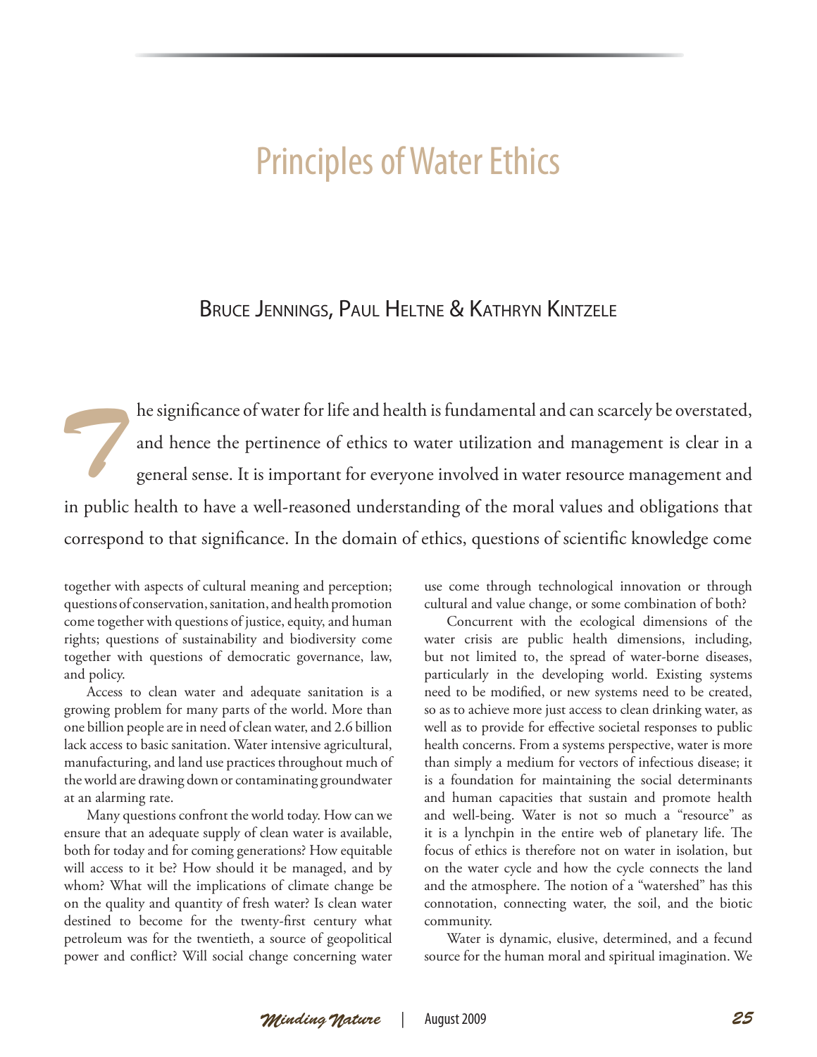# Principles of Water Ethics

Bruce Jennings, Paul Heltne & Kathryn Kintzele

The significance of water for life and health is fundamental and can scarcely be overstated, and hence the pertinence of ethics to water utilization and management is clear in a general sense. It is important for everyone involved in water resource management and in public health to have a well-reasoned understanding of the moral values and obligations that correspond to that significance. In the domain of ethics, questions of scientific knowledge come together with aspects of cultural meaning and perception; questions of conservation, sanitation, and health promotion come together with questions of justice, equity, and human rights; questions of sustainability and biodiversity come together with questions of democratic governance, law, and policy.

Access to clean water and adequate sanitation is a growing problem for many parts of the world. More than one billion people are in need of clean water, and 2.6 billion lack access to basic sanitation. Water intensive agricultural, manufacturing, and land use practices throughout much of the world are drawing down or contaminating groundwater at an alarming rate.

Many questions confront the world today. How can we ensure that an adequate supply of clean water is available, both for today and for coming generations? How equitable will access to it be? How should it be managed, and by whom? What will the implications of climate change be on the quality and quantity of fresh water? Is clean water destined to become for the twenty-first century what petroleum was for the twentieth, a source of geopolitical power and conflict? Will social change concerning water use come through technological innovation or through cultural and value change, or some combination of both?

Concurrent with the ecological dimensions of the water crisis are public health dimensions, including, but not limited to, the spread of water-borne diseases, particularly in the developing world. Existing systems need to be modified, or new systems need to be created, so as to achieve more just access to clean drinking water, as well as to provide for effective societal responses to public health concerns. From a systems perspective, water is more than simply a medium for vectors of infectious disease; it is a foundation for maintaining the social determinants and human capacities that sustain and promote health and well-being. Water is not so much a "resource" as it is a lynchpin in the entire web of planetary life. The focus of ethics is therefore not on water in isolation, but on the water cycle and how the cycle connects the land and the atmosphere. The notion of a "watershed" has this connotation, connecting water, the soil, and the biotic community.

Water is dynamic, elusive, determined, and a fecund source for the human moral and spiritual imagination. We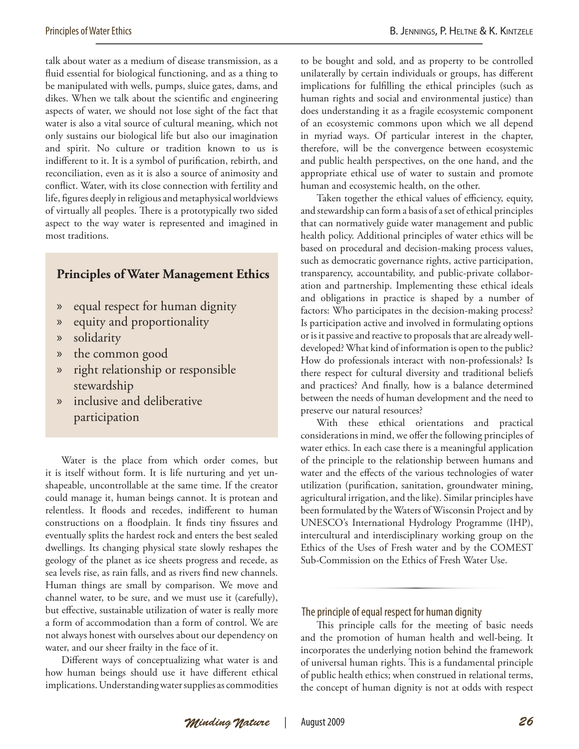talk about water as a medium of disease transmission, as a fluid essential for biological functioning, and as a thing to be manipulated with wells, pumps, sluice gates, dams, and dikes. When we talk about the scientific and engineering aspects of water, we should not lose sight of the fact that water is also a vital source of cultural meaning, which not only sustains our biological life but also our imagination and spirit. No culture or tradition known to us is indifferent to it. It is a symbol of purification, rebirth, and reconciliation, even as it is also a source of animosity and conflict. Water, with its close connection with fertility and life, figures deeply in religious and metaphysical worldviews of virtually all peoples. There is a prototypically two sided aspect to the way water is represented and imagined in most traditions.

**Principles of Water Management Ethics**

- equal respect for human dignity
- equity and proportionality
- solidarity
- the common good
- right relationship or responsible stewardship
- inclusive and deliberative participation

Water is the place from which order comes, but it is itself without form. It is life nurturing and yet unshapeable, uncontrollable at the same time. If the creator could manage it, human beings cannot. It is protean and relentless. It floods and recedes, indifferent to human constructions on a floodplain. It finds tiny fissures and eventually splits the hardest rock and enters the best sealed dwellings. Its changing physical state slowly reshapes the geology of the planet as ice sheets progress and recede, as sea levels rise, as rain falls, and as rivers find new channels. Human things are small by comparison. We move and channel water, to be sure, and we must use it (carefully), but effective, sustainable utilization of water is really more a form of accommodation than a form of control. We are not always honest with ourselves about our dependency on water, and our sheer frailty in the face of it.

Different ways of conceptualizing what water is and how human beings should use it have different ethical implications. Understanding water supplies as commodities to be bought and sold, and as property to be controlled unilaterally by certain individuals or groups, has different implications for fulfilling the ethical principles (such as human rights and social and environmental justice) than does understanding it as a fragile ecosystemic component of an ecosystemic commons upon which we all depend in myriad ways. Of particular interest in the chapter, therefore, will be the convergence between ecosystemic and public health perspectives, on the one hand, and the appropriate ethical use of water to sustain and promote human and ecosystemic health, on the other.

Taken together the ethical values of efficiency, equity, and stewardship can form a basis of a set of ethical principles that can normatively guide water management and public health policy. Additional principles of water ethics will be based on procedural and decision-making process values, such as democratic governance rights, active participation, transparency, accountability, and public-private collaboration and partnership. Implementing these ethical ideals and obligations in practice is shaped by a number of factors: Who participates in the decision-making process? Is participation active and involved in formulating options or is it passive and reactive to proposals that are already well-developed? What kind of information is open to the public? How do professionals interact with non-professionals? Is there respect for cultural diversity and traditional beliefs and practices? And finally, how is a balance determined between the needs of human development and the need to preserve our natural resources?

With these ethical orientations and practical considerations in mind, we offer the following principles of water ethics. In each case there is a meaningful application of the principle to the relationship between humans and water and the effects of the various technologies of water utilization (purification, sanitation, groundwater mining, agricultural irrigation, and the like). Similar principles have been formulated by the Waters of Wisconsin Project and by UNESCO's International Hydrology Programme (IHP), intercultural and interdisciplinary working group on the Ethics of the Uses of Fresh water and by the COMEST Sub-Commission on the Ethics of Fresh Water Use.

## The principle of equal respect for human dignity

This principle calls for the meeting of basic needs and the promotion of human health and well-being. It incorporates the underlying notion behind the framework of universal human rights. This is a fundamental principle of public health ethics; when construed in relational terms, the concept of human dignity is not at odds with respect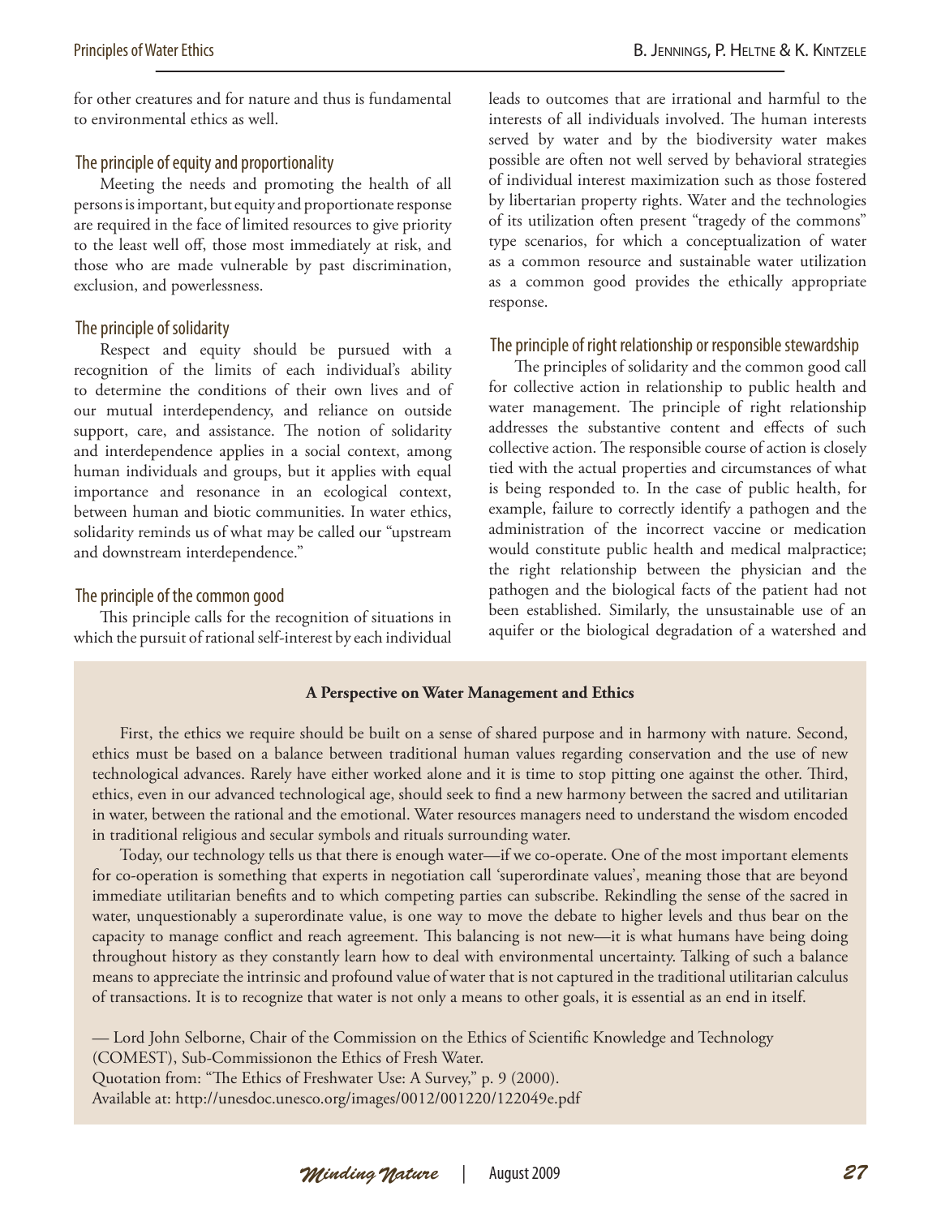for other creatures and for nature and thus is fundamental to environmental ethics as well.

### The principle of equity and proportionality

Meeting the needs and promoting the health of all persons is important, but equity and proportionate response are required in the face of limited resources to give priority to the least well off, those most immediately at risk, and those who are made vulnerable by past discrimination, exclusion, and powerlessness.

### The principle of solidarity

Respect and equity should be pursued with a recognition of the limits of each individual's ability to determine the conditions of their own lives and of our mutual interdependency, and reliance on outside support, care, and assistance. The notion of solidarity and interdependence applies in a social context, among human individuals and groups, but it applies with equal importance and resonance in an ecological context, between human and biotic communities. In water ethics, solidarity reminds us of what may be called our "upstream and downstream interdependence."

### The principle of the common good

This principle calls for the recognition of situations in which the pursuit of rational self-interest by each individual leads to outcomes that are irrational and harmful to the interests of all individuals involved. The human interests served by water and by the biodiversity water makes possible are often not well served by behavioral strategies of individual interest maximization such as those fostered by libertarian property rights. Water and the technologies of its utilization often present "tragedy of the commons" type scenarios, for which a conceptualization of water as a common resource and sustainable water utilization as a common good provides the ethically appropriate response.

### The principle of right relationship or responsible stewardship

The principles of solidarity and the common good call for collective action in relationship to public health and water management. The principle of right relationship addresses the substantive content and effects of such collective action. The responsible course of action is closely tied with the actual properties and circumstances of what is being responded to. In the case of public health, for example, failure to correctly identify a pathogen and the administration of the incorrect vaccine or medication would constitute public health and medical malpractice; the right relationship between the physician and the pathogen and the biological facts of the patient had not been established. Similarly, the unsustainable use of an aquifer or the biological degradation of a watershed and

**A Perspective on Water Management and Ethics**

First, the ethics we require should be built on a sense of shared purpose and in harmony with nature. Second, ethics must be based on a balance between traditional human values regarding conservation and the use of new technological advances. Rarely have either worked alone and it is time to stop pitting one against the other. Third, ethics, even in our advanced technological age, should seek to find a new harmony between the sacred and utilitarian in water, between the rational and the emotional. Water resources managers need to understand the wisdom encoded in traditional religious and secular symbols and rituals surrounding water.

Today, our technology tells us that there is enough water—if we co-operate. One of the most important elements for co-operation is something that experts in negotiation call 'superordinate values', meaning those that are beyond immediate utilitarian benefits and to which competing parties can subscribe. Rekindling the sense of the sacred in water, unquestionably a superordinate value, is one way to move the debate to higher levels and thus bear on the capacity to manage conflict and reach agreement. This balancing is not new—it is what humans have being doing throughout history as they constantly learn how to deal with environmental uncertainty. Talking of such a balance means to appreciate the intrinsic and profound value of water that is not captured in the traditional utilitarian calculus of transactions. It is to recognize that water is not only a means to other goals, it is essential as an end in itself.

— Lord John Selborne, Chair of the Commission on the Ethics of Scientific Knowledge and Technology (COMEST), Sub-Commissionon the Ethics of Fresh Water.
Quotation from: "The Ethics of Freshwater Use: A Survey," p. 9 (2000).
Available at: http://unesdoc.unesco.org/images/0012/001220/122049e.pdf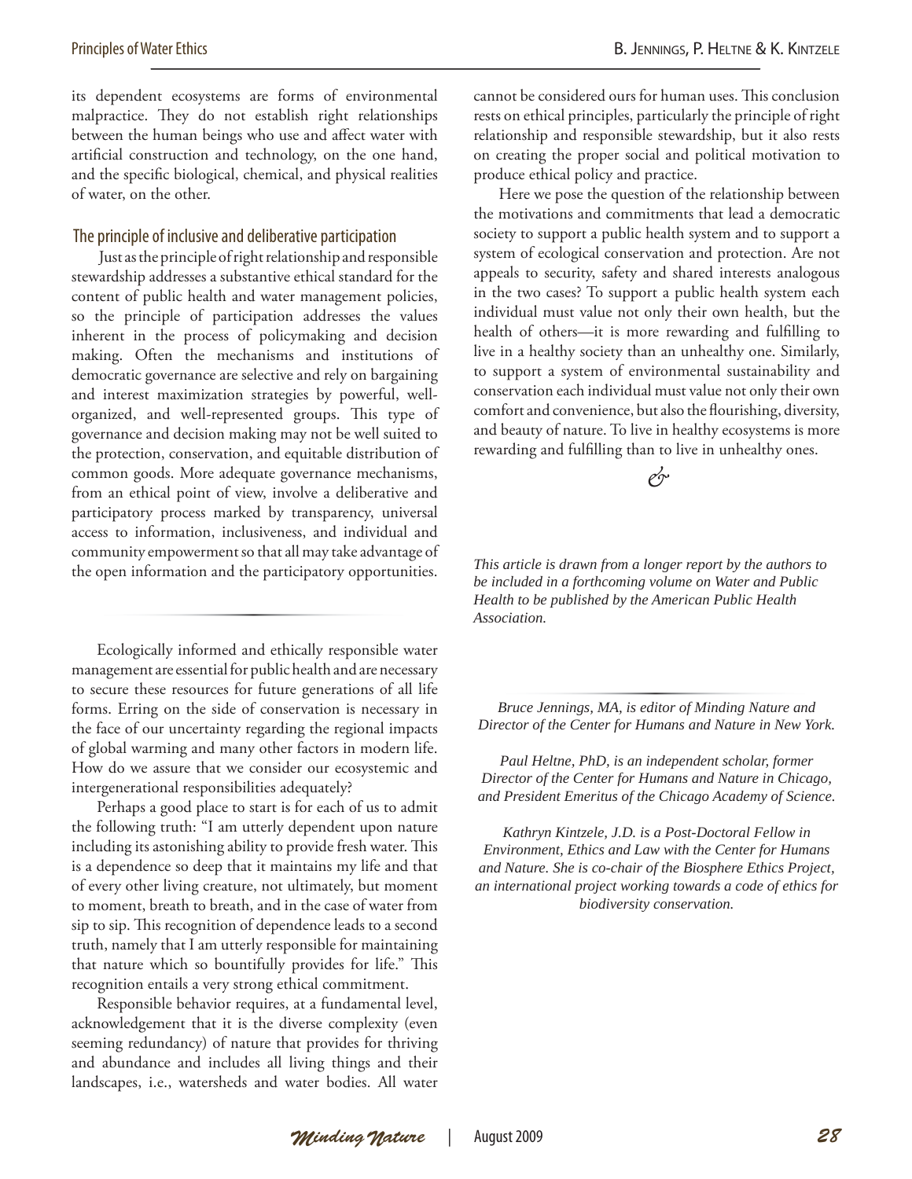its dependent ecosystems are forms of environmental malpractice. They do not establish right relationships between the human beings who use and affect water with artificial construction and technology, on the one hand, and the specific biological, chemical, and physical realities of water, on the other.

## The principle of inclusive and deliberative participation

Just as the principle of right relationship and responsible stewardship addresses a substantive ethical standard for the content of public health and water management policies, so the principle of participation addresses the values inherent in the process of policymaking and decision making. Often the mechanisms and institutions of democratic governance are selective and rely on bargaining and interest maximization strategies by powerful, well-organized, and well-represented groups. This type of governance and decision making may not be well suited to the protection, conservation, and equitable distribution of common goods. More adequate governance mechanisms, from an ethical point of view, involve a deliberative and participatory process marked by transparency, universal access to information, inclusiveness, and individual and community empowerment so that all may take advantage of the open information and the participatory opportunities.

---

Ecologically informed and ethically responsible water management are essential for public health and are necessary to secure these resources for future generations of all life forms. Erring on the side of conservation is necessary in the face of our uncertainty regarding the regional impacts of global warming and many other factors in modern life. How do we assure that we consider our ecosystemic and intergenerational responsibilities adequately?

Perhaps a good place to start is for each of us to admit the following truth: "I am utterly dependent upon nature including its astonishing ability to provide fresh water. This is a dependence so deep that it maintains my life and that of every other living creature, not ultimately, but moment to moment, breath to breath, and in the case of water from sip to sip. This recognition of dependence leads to a second truth, namely that I am utterly responsible for maintaining that nature which so bountifully provides for life." This recognition entails a very strong ethical commitment.

Responsible behavior requires, at a fundamental level, acknowledgement that it is the diverse complexity (even seeming redundancy) of nature that provides for thriving and abundance and includes all living things and their landscapes, i.e., watersheds and water bodies. All water cannot be considered ours for human uses. This conclusion rests on ethical principles, particularly the principle of right relationship and responsible stewardship, but it also rests on creating the proper social and political motivation to produce ethical policy and practice.

Here we pose the question of the relationship between the motivations and commitments that lead a democratic society to support a public health system and to support a system of ecological conservation and protection. Are not appeals to security, safety and shared interests analogous in the two cases? To support a public health system each individual must value not only their own health, but the health of others—it is more rewarding and fulfilling to live in a healthy society than an unhealthy one. Similarly, to support a system of environmental sustainability and conservation each individual must value not only their own comfort and convenience, but also the flourishing, diversity, and beauty of nature. To live in healthy ecosystems is more rewarding and fulfilling than to live in unhealthy ones.

&

*This article is drawn from a longer report by the authors to be included in a forthcoming volume on Water and Public Health to be published by the American Public Health Association.*

---

*Bruce Jennings, MA, is editor of Minding Nature and Director of the Center for Humans and Nature in New York.*

*Paul Heltne, PhD, is an independent scholar, former Director of the Center for Humans and Nature in Chicago, and President Emeritus of the Chicago Academy of Science.*

*Kathryn Kintzele, J.D. is a Post-Doctoral Fellow in Environment, Ethics and Law with the Center for Humans and Nature. She is co-chair of the Biosphere Ethics Project, an international project working towards a code of ethics for biodiversity conservation.*